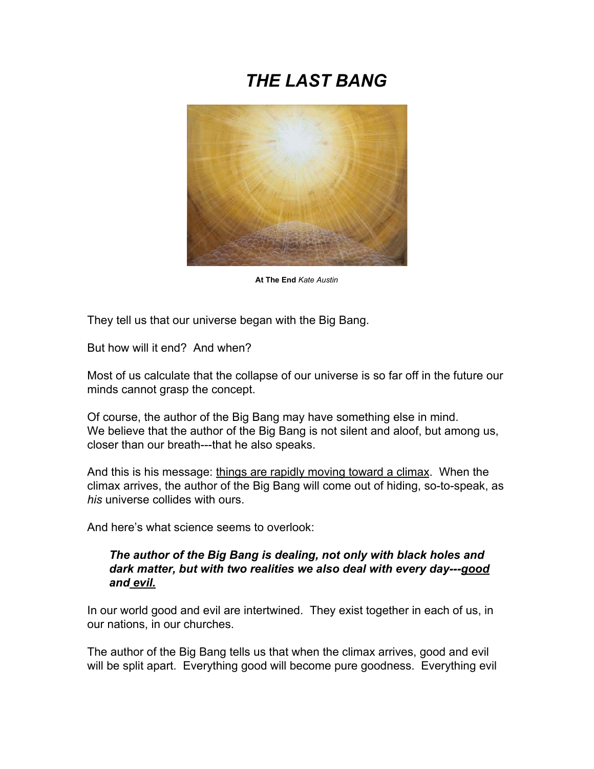# *THE LAST BANG*

**At The End** *Kate Austin*

They tell us that our universe began with the Big Bang.

But how will it end? And when?

Most of us calculate that the collapse of our universe is so far off in the future our minds cannot grasp the concept.

Of course, the author of the Big Bang may have something else in mind.
We believe that the author of the Big Bang is not silent and aloof, but among us, closer than our breath---that he also speaks.

And this is his message: <u>things are rapidly moving toward a climax</u>. When the climax arrives, the author of the Big Bang will come out of hiding, so-to-speak, as *his* universe collides with ours.

And here's what science seems to overlook:

> ***The author of the Big Bang is dealing, not only with black holes and dark matter, but with two realities we also deal with every day---<u>good</u> and <u>evil.</u>***

In our world good and evil are intertwined. They exist together in each of us, in our nations, in our churches.

The author of the Big Bang tells us that when the climax arrives, good and evil will be split apart. Everything good will become pure goodness. Everything evil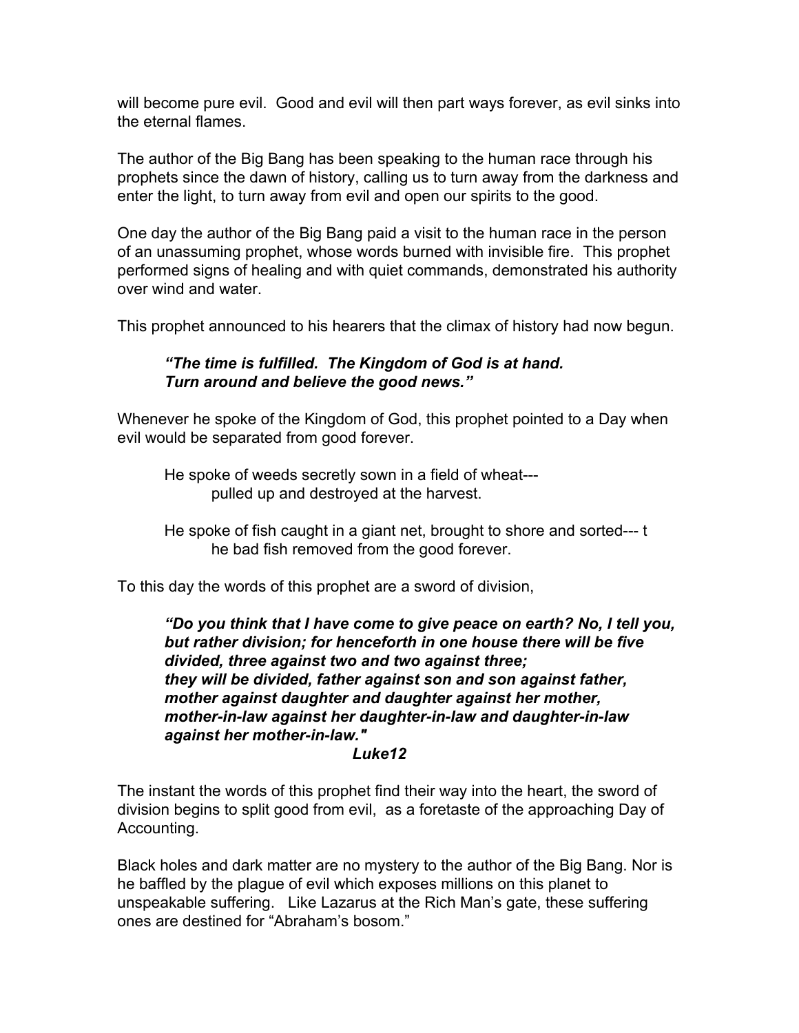will become pure evil. Good and evil will then part ways forever, as evil sinks into the eternal flames.

The author of the Big Bang has been speaking to the human race through his prophets since the dawn of history, calling us to turn away from the darkness and enter the light, to turn away from evil and open our spirits to the good.

One day the author of the Big Bang paid a visit to the human race in the person of an unassuming prophet, whose words burned with invisible fire. This prophet performed signs of healing and with quiet commands, demonstrated his authority over wind and water.

This prophet announced to his hearers that the climax of history had now begun.

> ***"The time is fulfilled. The Kingdom of God is at hand.***
> ***Turn around and believe the good news."***

Whenever he spoke of the Kingdom of God, this prophet pointed to a Day when evil would be separated from good forever.

> He spoke of weeds secretly sown in a field of wheat---
> pulled up and destroyed at the harvest.
>
> He spoke of fish caught in a giant net, brought to shore and sorted--- the bad fish removed from the good forever.

To this day the words of this prophet are a sword of division,

> ***"Do you think that I have come to give peace on earth? No, I tell you, but rather division; for henceforth in one house there will be five divided, three against two and two against three;***
> ***they will be divided, father against son and son against father, mother against daughter and daughter against her mother, mother-in-law against her daughter-in-law and daughter-in-law against her mother-in-law."***
>
> ***Luke12***

The instant the words of this prophet find their way into the heart, the sword of division begins to split good from evil, as a foretaste of the approaching Day of Accounting.

Black holes and dark matter are no mystery to the author of the Big Bang. Nor is he baffled by the plague of evil which exposes millions on this planet to unspeakable suffering. Like Lazarus at the Rich Man's gate, these suffering ones are destined for "Abraham's bosom."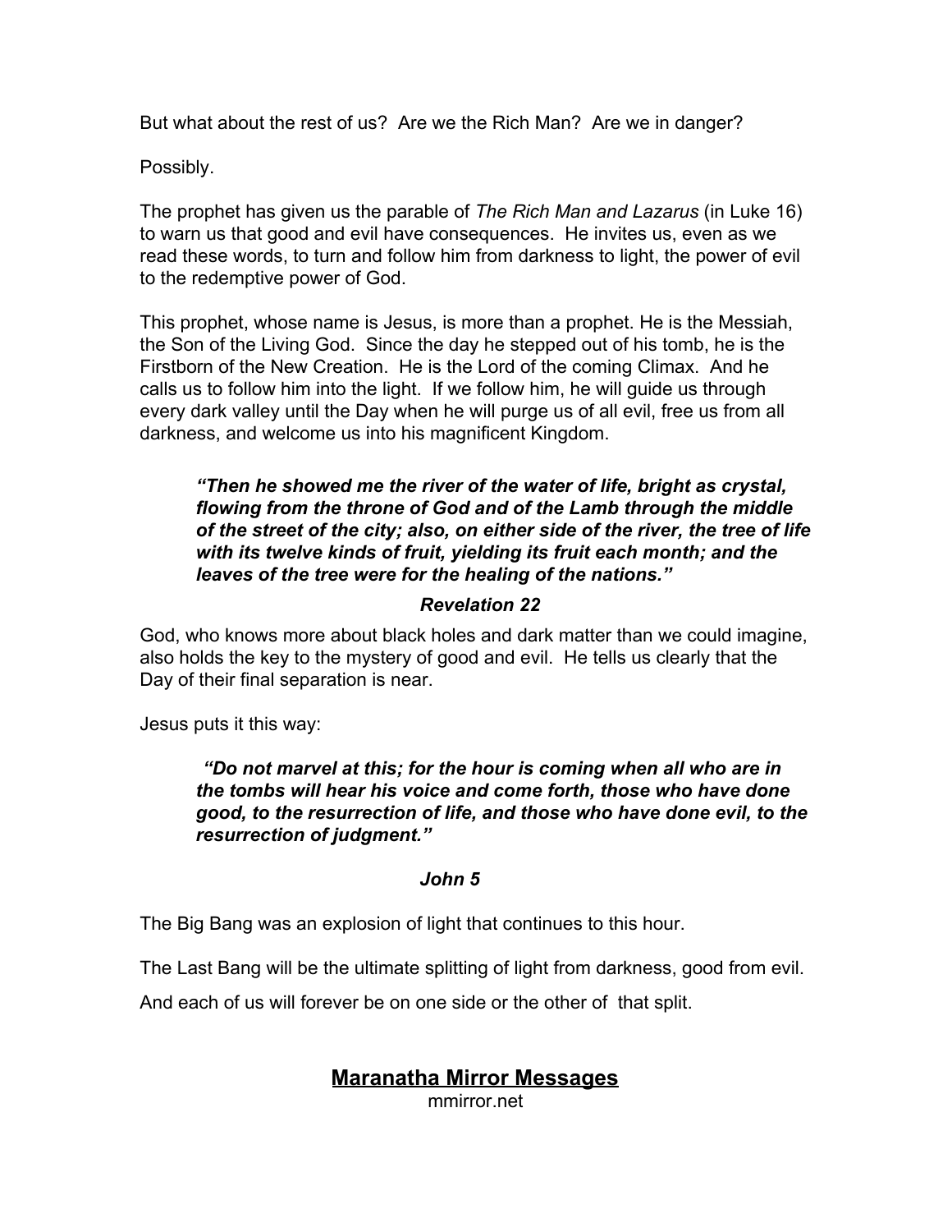But what about the rest of us? Are we the Rich Man? Are we in danger?

Possibly.

The prophet has given us the parable of *The Rich Man and Lazarus* (in Luke 16) to warn us that good and evil have consequences. He invites us, even as we read these words, to turn and follow him from darkness to light, the power of evil to the redemptive power of God.

This prophet, whose name is Jesus, is more than a prophet. He is the Messiah, the Son of the Living God. Since the day he stepped out of his tomb, he is the Firstborn of the New Creation. He is the Lord of the coming Climax. And he calls us to follow him into the light. If we follow him, he will guide us through every dark valley until the Day when he will purge us of all evil, free us from all darkness, and welcome us into his magnificent Kingdom.

> ***"Then he showed me the river of the water of life, bright as crystal, flowing from the throne of God and of the Lamb through the middle of the street of the city; also, on either side of the river, the tree of life with its twelve kinds of fruit, yielding its fruit each month; and the leaves of the tree were for the healing of the nations."***
>
> ***Revelation 22***

God, who knows more about black holes and dark matter than we could imagine, also holds the key to the mystery of good and evil. He tells us clearly that the Day of their final separation is near.

Jesus puts it this way:

> ***"Do not marvel at this; for the hour is coming when all who are in the tombs will hear his voice and come forth, those who have done good, to the resurrection of life, and those who have done evil, to the resurrection of judgment."***
>
> ***John 5***

The Big Bang was an explosion of light that continues to this hour.

The Last Bang will be the ultimate splitting of light from darkness, good from evil.

And each of us will forever be on one side or the other of that split.

**<u>Maranatha Mirror Messages</u>**

mmirror.net